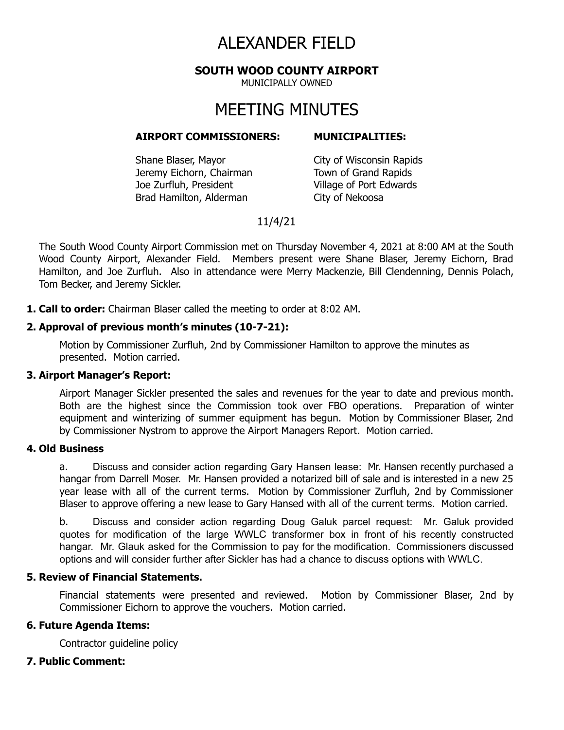# ALEXANDER FIELD

**SOUTH WOOD COUNTY AIRPORT**

MUNICIPALLY OWNED

# MEETING MINUTES

| **AIRPORT COMMISSIONERS:** | **MUNICIPALITIES:** |
|---|---|
| Shane Blaser, Mayor | City of Wisconsin Rapids |
| Jeremy Eichorn, Chairman | Town of Grand Rapids |
| Joe Zurfluh, President | Village of Port Edwards |
| Brad Hamilton, Alderman | City of Nekoosa |

11/4/21

The South Wood County Airport Commission met on Thursday November 4, 2021 at 8:00 AM at the South Wood County Airport, Alexander Field. Members present were Shane Blaser, Jeremy Eichorn, Brad Hamilton, and Joe Zurfluh. Also in attendance were Merry Mackenzie, Bill Clendenning, Dennis Polach, Tom Becker, and Jeremy Sickler.

**1. Call to order:** Chairman Blaser called the meeting to order at 8:02 AM.

**2. Approval of previous month's minutes (10-7-21):**

Motion by Commissioner Zurfluh, 2nd by Commissioner Hamilton to approve the minutes as presented. Motion carried.

**3. Airport Manager's Report:**

Airport Manager Sickler presented the sales and revenues for the year to date and previous month. Both are the highest since the Commission took over FBO operations. Preparation of winter equipment and winterizing of summer equipment has begun. Motion by Commissioner Blaser, 2nd by Commissioner Nystrom to approve the Airport Managers Report. Motion carried.

**4. Old Business**

a. Discuss and consider action regarding Gary Hansen lease: Mr. Hansen recently purchased a hangar from Darrell Moser. Mr. Hansen provided a notarized bill of sale and is interested in a new 25 year lease with all of the current terms. Motion by Commissioner Zurfluh, 2nd by Commissioner Blaser to approve offering a new lease to Gary Hansed with all of the current terms. Motion carried.

b. Discuss and consider action regarding Doug Galuk parcel request: Mr. Galuk provided quotes for modification of the large WWLC transformer box in front of his recently constructed hangar. Mr. Glauk asked for the Commission to pay for the modification. Commissioners discussed options and will consider further after Sickler has had a chance to discuss options with WWLC.

**5. Review of Financial Statements.**

Financial statements were presented and reviewed. Motion by Commissioner Blaser, 2nd by Commissioner Eichorn to approve the vouchers. Motion carried.

**6. Future Agenda Items:**

Contractor guideline policy

**7. Public Comment:**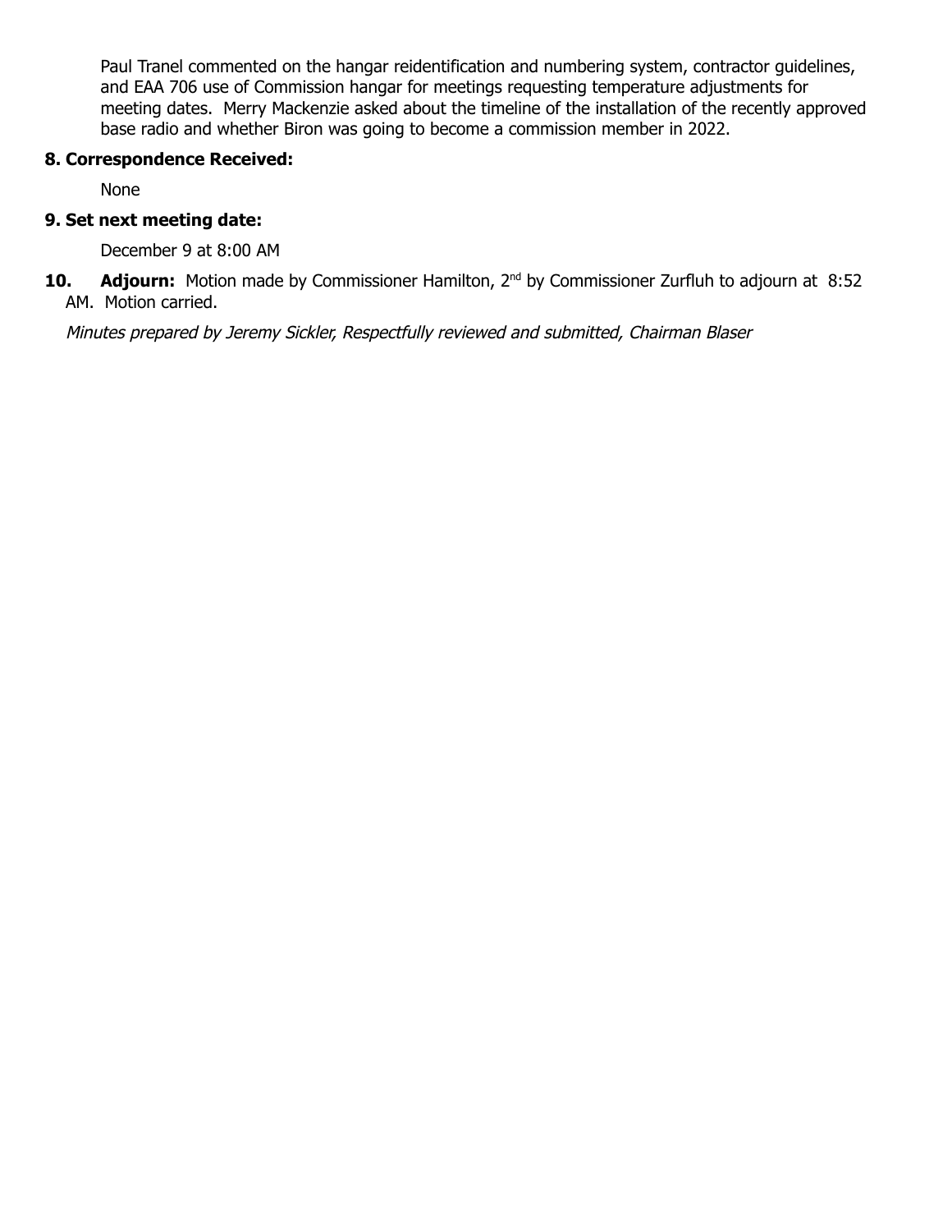Paul Tranel commented on the hangar reidentification and numbering system, contractor guidelines, and EAA 706 use of Commission hangar for meetings requesting temperature adjustments for meeting dates. Merry Mackenzie asked about the timeline of the installation of the recently approved base radio and whether Biron was going to become a commission member in 2022.

**8. Correspondence Received:**

None

**9. Set next meeting date:**

December 9 at 8:00 AM

**10. Adjourn:** Motion made by Commissioner Hamilton, 2nd by Commissioner Zurfluh to adjourn at 8:52 AM. Motion carried.

*Minutes prepared by Jeremy Sickler, Respectfully reviewed and submitted, Chairman Blaser*